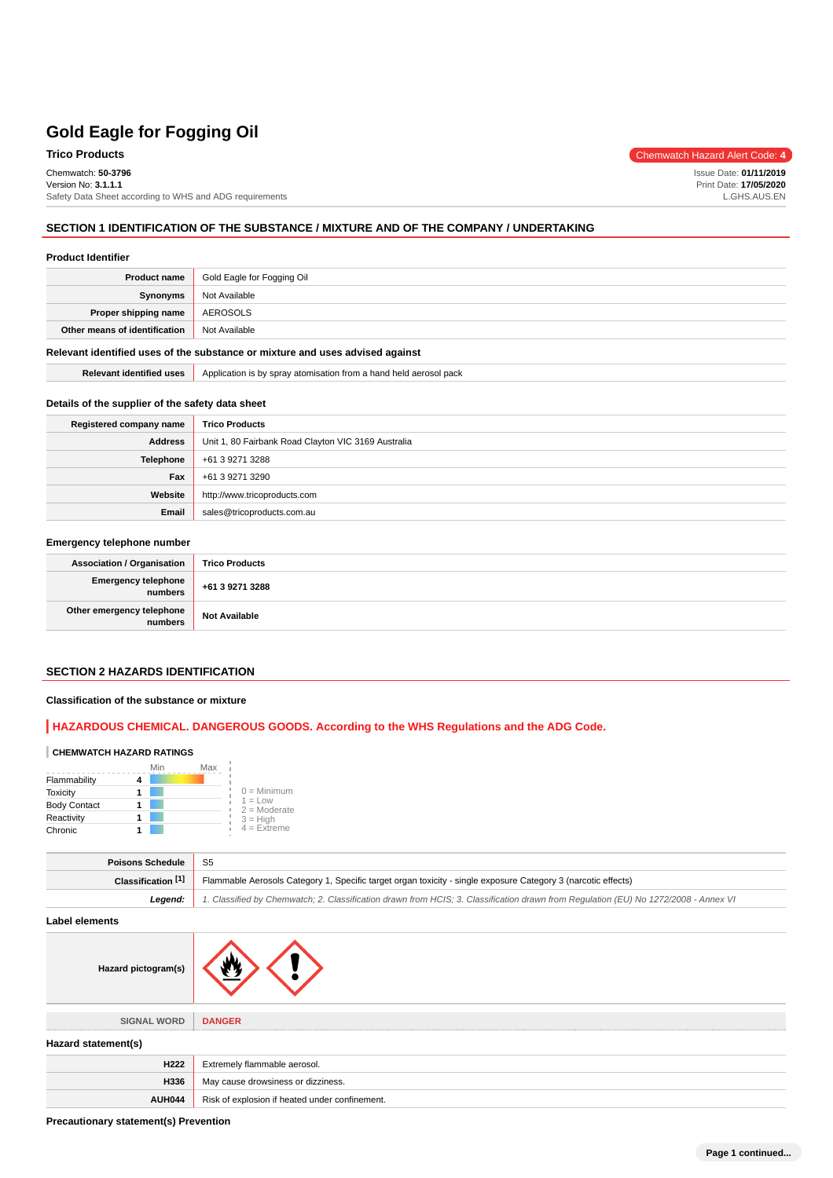# Gold Eagle for Fogging Oil

**Trico Products**

Chemwatch Hazard Alert Code: **4**

Chemwatch: **50-3796**
Version No: **3.1.1.1**
Safety Data Sheet according to WHS and ADG requirements

Issue Date: **01/11/2019**
Print Date: **17/05/2020**
L.GHS.AUS.EN

## SECTION 1 IDENTIFICATION OF THE SUBSTANCE / MIXTURE AND OF THE COMPANY / UNDERTAKING

### Product Identifier

| | |
|---|---|
| **Product name** | Gold Eagle for Fogging Oil |
| **Synonyms** | Not Available |
| **Proper shipping name** | AEROSOLS |
| **Other means of identification** | Not Available |

### Relevant identified uses of the substance or mixture and uses advised against

| | |
|---|---|
| **Relevant identified uses** | Application is by spray atomisation from a hand held aerosol pack |

### Details of the supplier of the safety data sheet

| | |
|---|---|
| **Registered company name** | **Trico Products** |
| **Address** | Unit 1, 80 Fairbank Road Clayton VIC 3169 Australia |
| **Telephone** | +61 3 9271 3288 |
| **Fax** | +61 3 9271 3290 |
| **Website** | http://www.tricoproducts.com |
| **Email** | sales@tricoproducts.com.au |

### Emergency telephone number

| | |
|---|---|
| **Association / Organisation** | **Trico Products** |
| **Emergency telephone numbers** | **+61 3 9271 3288** |
| **Other emergency telephone numbers** | **Not Available** |

## SECTION 2 HAZARDS IDENTIFICATION

### Classification of the substance or mixture

**HAZARDOUS CHEMICAL. DANGEROUS GOODS. According to the WHS Regulations and the ADG Code.**

**CHEMWATCH HAZARD RATINGS**

| | Min/Max |
|---|---|
| Flammability | 4 |
| Toxicity | 1 |
| Body Contact | 1 |
| Reactivity | 1 |
| Chronic | 1 |

0 = Minimum
1 = Low
2 = Moderate
3 = High
4 = Extreme

| | |
|---|---|
| **Poisons Schedule** | S5 |
| **Classification [1]** | Flammable Aerosols Category 1, Specific target organ toxicity - single exposure Category 3 (narcotic effects) |
| ***Legend:*** | *1. Classified by Chemwatch; 2. Classification drawn from HCIS; 3. Classification drawn from Regulation (EU) No 1272/2008 - Annex VI* |

### Label elements

| | |
|---|---|
| **Hazard pictogram(s)** | |
| SIGNAL WORD | **DANGER** |

### Hazard statement(s)

| | |
|---|---|
| **H222** | Extremely flammable aerosol. |
| **H336** | May cause drowsiness or dizziness. |
| **AUH044** | Risk of explosion if heated under confinement. |

### Precautionary statement(s) Prevention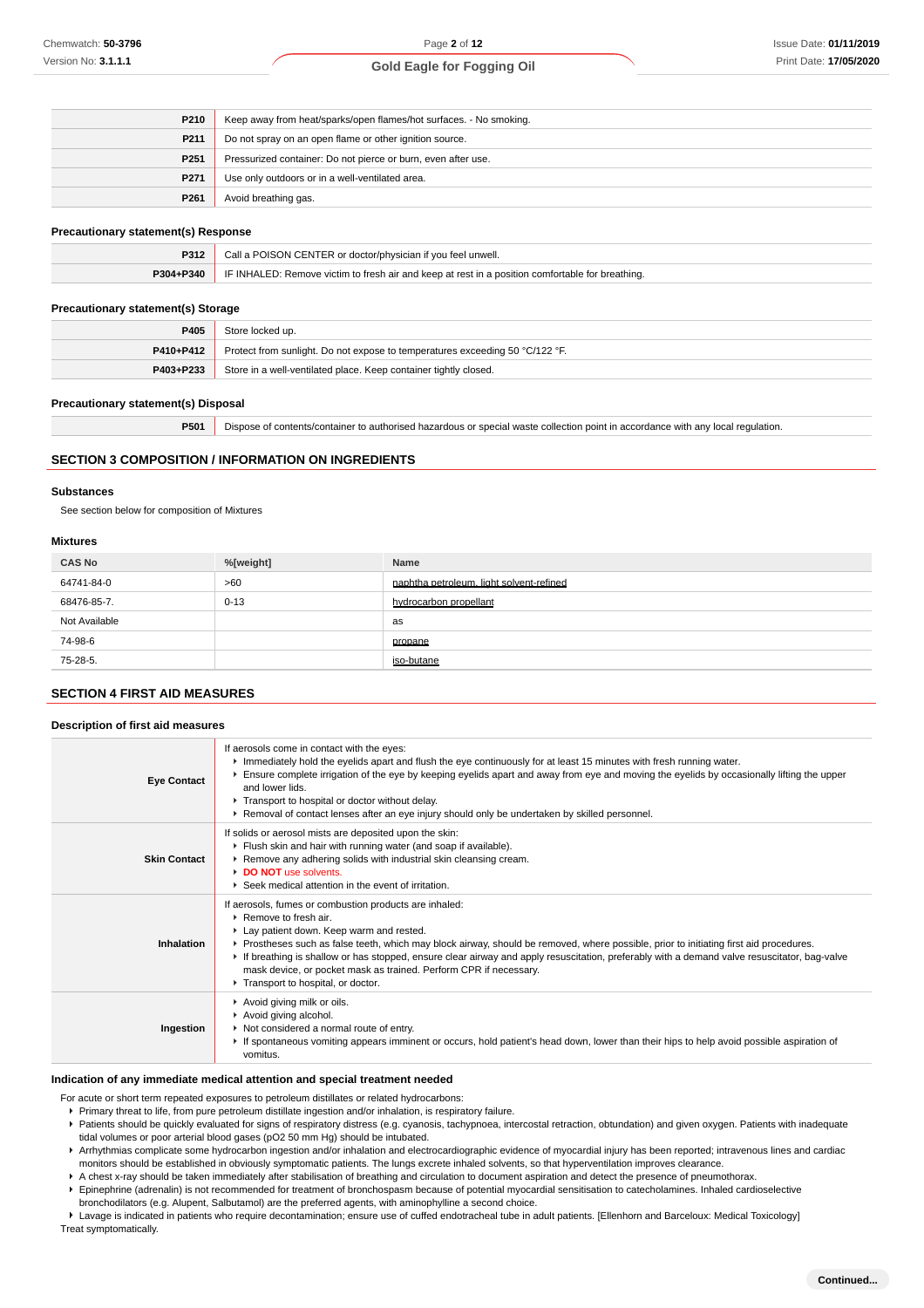| | |
|---|---|
| **P210** | Keep away from heat/sparks/open flames/hot surfaces. - No smoking. |
| **P211** | Do not spray on an open flame or other ignition source. |
| **P251** | Pressurized container: Do not pierce or burn, even after use. |
| **P271** | Use only outdoors or in a well-ventilated area. |
| **P261** | Avoid breathing gas. |

### Precautionary statement(s) Response

| | |
|---|---|
| **P312** | Call a POISON CENTER or doctor/physician if you feel unwell. |
| **P304+P340** | IF INHALED: Remove victim to fresh air and keep at rest in a position comfortable for breathing. |

### Precautionary statement(s) Storage

| | |
|---|---|
| **P405** | Store locked up. |
| **P410+P412** | Protect from sunlight. Do not expose to temperatures exceeding 50 °C/122 °F. |
| **P403+P233** | Store in a well-ventilated place. Keep container tightly closed. |

### Precautionary statement(s) Disposal

| | |
|---|---|
| **P501** | Dispose of contents/container to authorised hazardous or special waste collection point in accordance with any local regulation. |

## SECTION 3 COMPOSITION / INFORMATION ON INGREDIENTS

### Substances

See section below for composition of Mixtures

### Mixtures

| CAS No | %[weight] | Name |
|---|---|---|
| 64741-84-0 | >60 | naphtha petroleum, light solvent-refined |
| 68476-85-7. | 0-13 | hydrocarbon propellant |
| Not Available | | as |
| 74-98-6 | | propane |
| 75-28-5. | | iso-butane |

## SECTION 4 FIRST AID MEASURES

### Description of first aid measures

| | |
|---|---|
| **Eye Contact** | If aerosols come in contact with the eyes:<br>▸ Immediately hold the eyelids apart and flush the eye continuously for at least 15 minutes with fresh running water.<br>▸ Ensure complete irrigation of the eye by keeping eyelids apart and away from eye and moving the eyelids by occasionally lifting the upper and lower lids.<br>▸ Transport to hospital or doctor without delay.<br>▸ Removal of contact lenses after an eye injury should only be undertaken by skilled personnel. |
| **Skin Contact** | If solids or aerosol mists are deposited upon the skin:<br>▸ Flush skin and hair with running water (and soap if available).<br>▸ Remove any adhering solids with industrial skin cleansing cream.<br>▸ **DO NOT** use solvents.<br>▸ Seek medical attention in the event of irritation. |
| **Inhalation** | If aerosols, fumes or combustion products are inhaled:<br>▸ Remove to fresh air.<br>▸ Lay patient down. Keep warm and rested.<br>▸ Prostheses such as false teeth, which may block airway, should be removed, where possible, prior to initiating first aid procedures.<br>▸ If breathing is shallow or has stopped, ensure clear airway and apply resuscitation, preferably with a demand valve resuscitator, bag-valve mask device, or pocket mask as trained. Perform CPR if necessary.<br>▸ Transport to hospital, or doctor. |
| **Ingestion** | ▸ Avoid giving milk or oils.<br>▸ Avoid giving alcohol.<br>▸ Not considered a normal route of entry.<br>▸ If spontaneous vomiting appears imminent or occurs, hold patient's head down, lower than their hips to help avoid possible aspiration of vomitus. |

### Indication of any immediate medical attention and special treatment needed

For acute or short term repeated exposures to petroleum distillates or related hydrocarbons:

- Primary threat to life, from pure petroleum distillate ingestion and/or inhalation, is respiratory failure.
- Patients should be quickly evaluated for signs of respiratory distress (e.g. cyanosis, tachypnoea, intercostal retraction, obtundation) and given oxygen. Patients with inadequate tidal volumes or poor arterial blood gases (pO2 50 mm Hg) should be intubated.
- Arrhythmias complicate some hydrocarbon ingestion and/or inhalation and electrocardiographic evidence of myocardial injury has been reported; intravenous lines and cardiac monitors should be established in obviously symptomatic patients. The lungs excrete inhaled solvents, so that hyperventilation improves clearance.
- A chest x-ray should be taken immediately after stabilisation of breathing and circulation to document aspiration and detect the presence of pneumothorax.
- Epinephrine (adrenalin) is not recommended for treatment of bronchospasm because of potential myocardial sensitisation to catecholamines. Inhaled cardioselective bronchodilators (e.g. Alupent, Salbutamol) are the preferred agents, with aminophylline a second choice.
- Lavage is indicated in patients who require decontamination; ensure use of cuffed endotracheal tube in adult patients. [Ellenhorn and Barceloux: Medical Toxicology]

Treat symptomatically.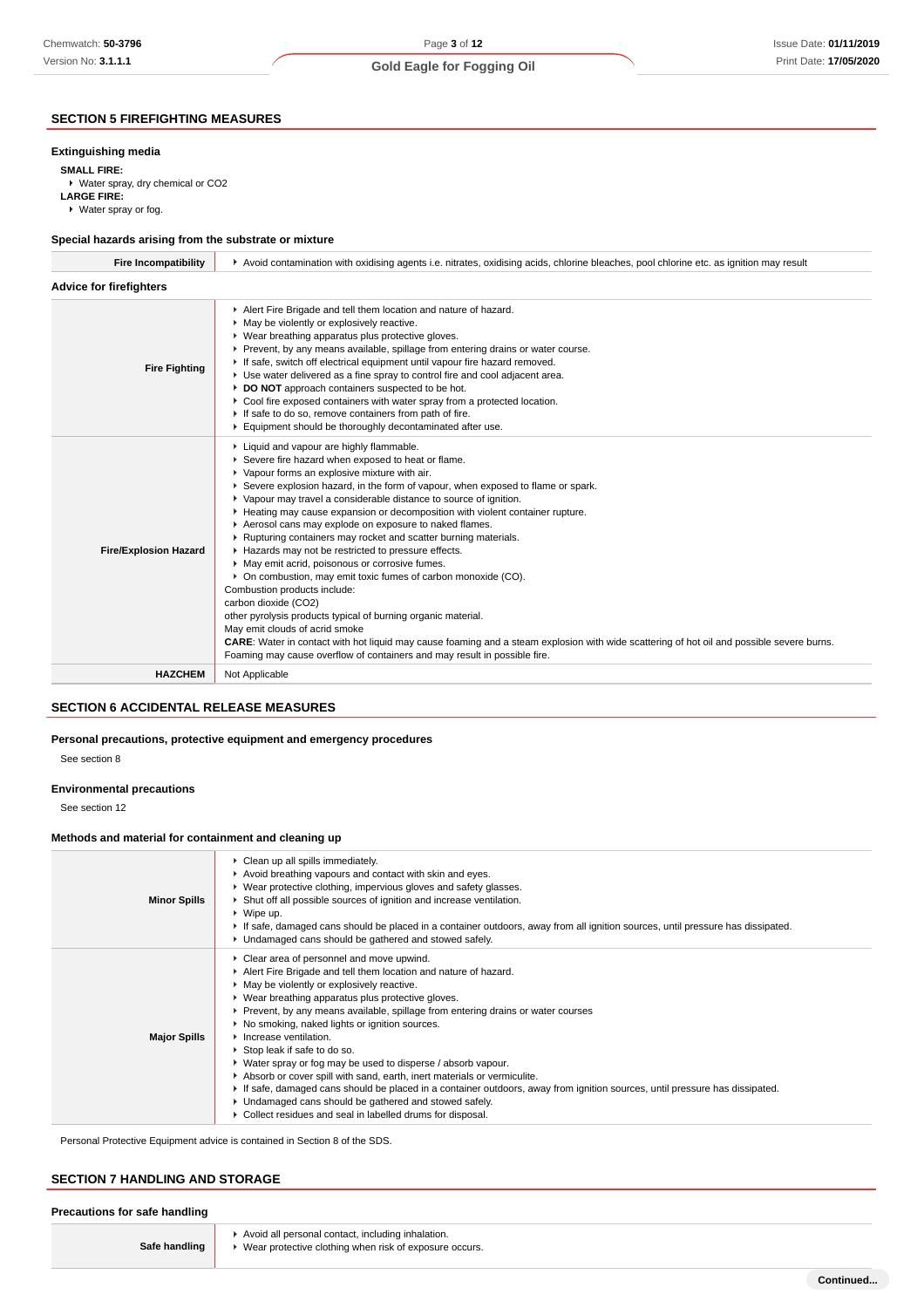## SECTION 5 FIREFIGHTING MEASURES

### Extinguishing media

**SMALL FIRE:**

- Water spray, dry chemical or $CO_2$

**LARGE FIRE:**

- Water spray or fog.

### Special hazards arising from the substrate or mixture

| | |
|---|---|
| **Fire Incompatibility** | Avoid contamination with oxidising agents i.e. nitrates, oxidising acids, chlorine bleaches, pool chlorine etc. as ignition may result |

### Advice for firefighters

| | |
|---|---|
| **Fire Fighting** | ▸ Alert Fire Brigade and tell them location and nature of hazard.<br>▸ May be violently or explosively reactive.<br>▸ Wear breathing apparatus plus protective gloves.<br>▸ Prevent, by any means available, spillage from entering drains or water course.<br>▸ If safe, switch off electrical equipment until vapour fire hazard removed.<br>▸ Use water delivered as a fine spray to control fire and cool adjacent area.<br>▸ **DO NOT** approach containers suspected to be hot.<br>▸ Cool fire exposed containers with water spray from a protected location.<br>▸ If safe to do so, remove containers from path of fire.<br>▸ Equipment should be thoroughly decontaminated after use. |
| **Fire/Explosion Hazard** | ▸ Liquid and vapour are highly flammable.<br>▸ Severe fire hazard when exposed to heat or flame.<br>▸ Vapour forms an explosive mixture with air.<br>▸ Severe explosion hazard, in the form of vapour, when exposed to flame or spark.<br>▸ Vapour may travel a considerable distance to source of ignition.<br>▸ Heating may cause expansion or decomposition with violent container rupture.<br>▸ Aerosol cans may explode on exposure to naked flames.<br>▸ Rupturing containers may rocket and scatter burning materials.<br>▸ Hazards may not be restricted to pressure effects.<br>▸ May emit acrid, poisonous or corrosive fumes.<br>▸ On combustion, may emit toxic fumes of carbon monoxide (CO).<br>Combustion products include:<br>carbon dioxide ($CO_2$)<br>other pyrolysis products typical of burning organic material.<br>May emit clouds of acrid smoke<br>**CARE**: Water in contact with hot liquid may cause foaming and a steam explosion with wide scattering of hot oil and possible severe burns. Foaming may cause overflow of containers and may result in possible fire. |
| **HAZCHEM** | Not Applicable |

## SECTION 6 ACCIDENTAL RELEASE MEASURES

### Personal precautions, protective equipment and emergency procedures

See section 8

### Environmental precautions

See section 12

### Methods and material for containment and cleaning up

| | |
|---|---|
| **Minor Spills** | ▸ Clean up all spills immediately.<br>▸ Avoid breathing vapours and contact with skin and eyes.<br>▸ Wear protective clothing, impervious gloves and safety glasses.<br>▸ Shut off all possible sources of ignition and increase ventilation.<br>▸ Wipe up.<br>▸ If safe, damaged cans should be placed in a container outdoors, away from all ignition sources, until pressure has dissipated.<br>▸ Undamaged cans should be gathered and stowed safely. |
| **Major Spills** | ▸ Clear area of personnel and move upwind.<br>▸ Alert Fire Brigade and tell them location and nature of hazard.<br>▸ May be violently or explosively reactive.<br>▸ Wear breathing apparatus plus protective gloves.<br>▸ Prevent, by any means available, spillage from entering drains or water courses<br>▸ No smoking, naked lights or ignition sources.<br>▸ Increase ventilation.<br>▸ Stop leak if safe to do so.<br>▸ Water spray or fog may be used to disperse / absorb vapour.<br>▸ Absorb or cover spill with sand, earth, inert materials or vermiculite.<br>▸ If safe, damaged cans should be placed in a container outdoors, away from ignition sources, until pressure has dissipated.<br>▸ Undamaged cans should be gathered and stowed safely.<br>▸ Collect residues and seal in labelled drums for disposal. |

Personal Protective Equipment advice is contained in Section 8 of the SDS.

## SECTION 7 HANDLING AND STORAGE

### Precautions for safe handling

| | |
|---|---|
| **Safe handling** | ▸ Avoid all personal contact, including inhalation.<br>▸ Wear protective clothing when risk of exposure occurs. |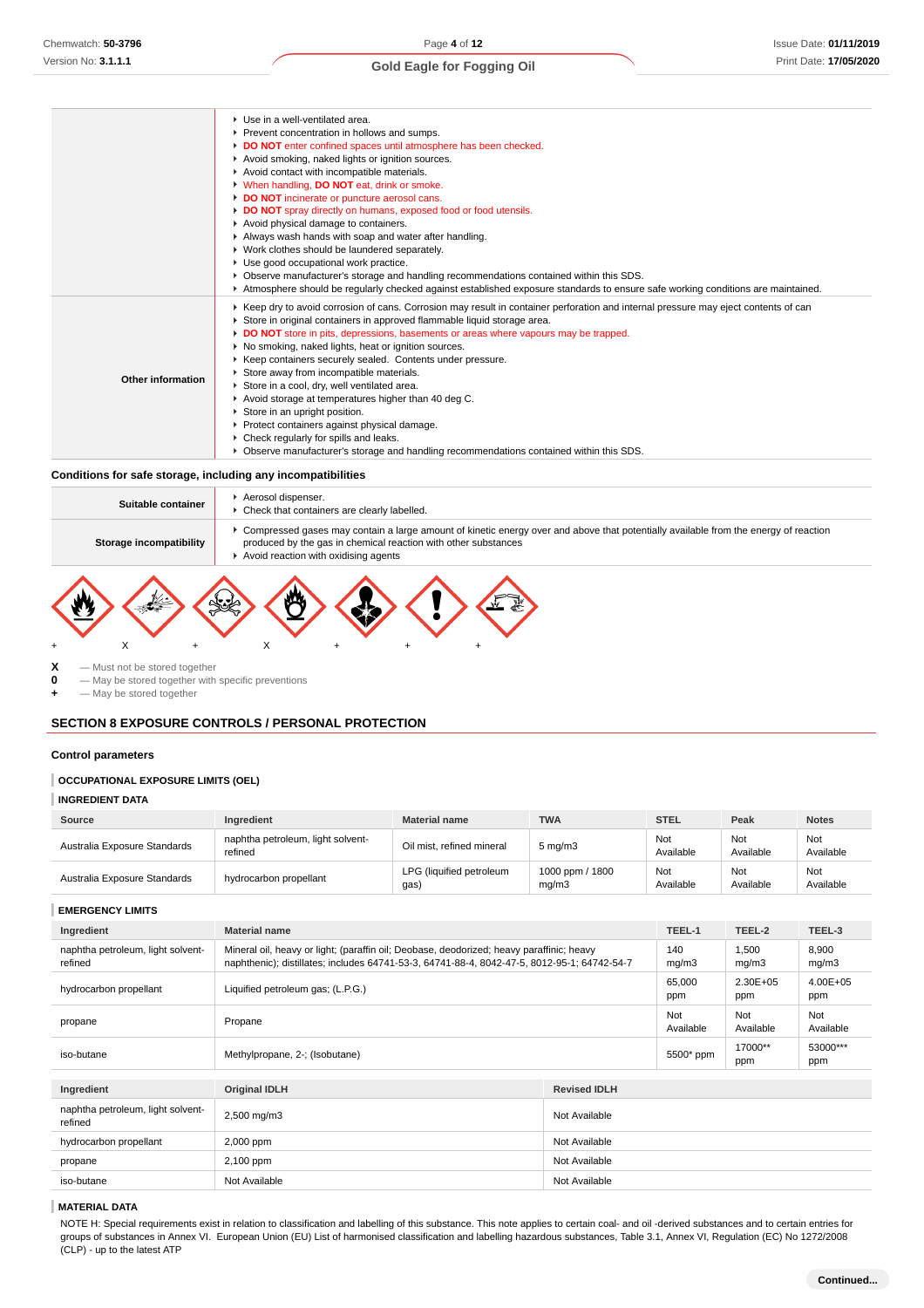| | |
|---|---|
| | - Use in a well-ventilated area.<br>- Prevent concentration in hollows and sumps.<br>- **DO NOT** enter confined spaces until atmosphere has been checked.<br>- Avoid smoking, naked lights or ignition sources.<br>- Avoid contact with incompatible materials.<br>- When handling, **DO NOT** eat, drink or smoke.<br>- **DO NOT** incinerate or puncture aerosol cans.<br>- **DO NOT** spray directly on humans, exposed food or food utensils.<br>- Avoid physical damage to containers.<br>- Always wash hands with soap and water after handling.<br>- Work clothes should be laundered separately.<br>- Use good occupational work practice.<br>- Observe manufacturer's storage and handling recommendations contained within this SDS.<br>- Atmosphere should be regularly checked against established exposure standards to ensure safe working conditions are maintained. |
| **Other information** | - Keep dry to avoid corrosion of cans. Corrosion may result in container perforation and internal pressure may eject contents of can<br>- Store in original containers in approved flammable liquid storage area.<br>- **DO NOT** store in pits, depressions, basements or areas where vapours may be trapped.<br>- No smoking, naked lights, heat or ignition sources.<br>- Keep containers securely sealed. Contents under pressure.<br>- Store away from incompatible materials.<br>- Store in a cool, dry, well ventilated area.<br>- Avoid storage at temperatures higher than 40 deg C.<br>- Store in an upright position.<br>- Protect containers against physical damage.<br>- Check regularly for spills and leaks.<br>- Observe manufacturer's storage and handling recommendations contained within this SDS. |

**Conditions for safe storage, including any incompatibilities**

| | |
|---|---|
| **Suitable container** | - Aerosol dispenser.<br>- Check that containers are clearly labelled. |
| **Storage incompatibility** | - Compressed gases may contain a large amount of kinetic energy over and above that potentially available from the energy of reaction produced by the gas in chemical reaction with other substances<br>- Avoid reaction with oxidising agents |

+ X + X + + +

**X** — Must not be stored together
**0** — May be stored together with specific preventions
**+** — May be stored together

## SECTION 8 EXPOSURE CONTROLS / PERSONAL PROTECTION

### Control parameters

**OCCUPATIONAL EXPOSURE LIMITS (OEL)**

**INGREDIENT DATA**

| Source | Ingredient | Material name | TWA | STEL | Peak | Notes |
|---|---|---|---|---|---|---|
| Australia Exposure Standards | naphtha petroleum, light solvent-refined | Oil mist, refined mineral | 5 mg/m3 | Not Available | Not Available | Not Available |
| Australia Exposure Standards | hydrocarbon propellant | LPG (liquified petroleum gas) | 1000 ppm / 1800 mg/m3 | Not Available | Not Available | Not Available |

**EMERGENCY LIMITS**

| Ingredient | Material name | TEEL-1 | TEEL-2 | TEEL-3 |
|---|---|---|---|---|
| naphtha petroleum, light solvent-refined | Mineral oil, heavy or light; (paraffin oil; Deobase, deodorized; heavy paraffinic; heavy naphthenic); distillates; includes 64741-53-3, 64741-88-4, 8042-47-5, 8012-95-1; 64742-54-7 | 140 mg/m3 | 1,500 mg/m3 | 8,900 mg/m3 |
| hydrocarbon propellant | Liquified petroleum gas; (L.P.G.) | 65,000 ppm | 2.30E+05 ppm | 4.00E+05 ppm |
| propane | Propane | Not Available | Not Available | Not Available |
| iso-butane | Methylpropane, 2-; (Isobutane) | 5500* ppm | 17000** ppm | 53000*** ppm |

| Ingredient | Original IDLH | Revised IDLH |
|---|---|---|
| naphtha petroleum, light solvent-refined | 2,500 mg/m3 | Not Available |
| hydrocarbon propellant | 2,000 ppm | Not Available |
| propane | 2,100 ppm | Not Available |
| iso-butane | Not Available | Not Available |

**MATERIAL DATA**

NOTE H: Special requirements exist in relation to classification and labelling of this substance. This note applies to certain coal- and oil -derived substances and to certain entries for groups of substances in Annex VI. European Union (EU) List of harmonised classification and labelling hazardous substances, Table 3.1, Annex VI, Regulation (EC) No 1272/2008 (CLP) - up to the latest ATP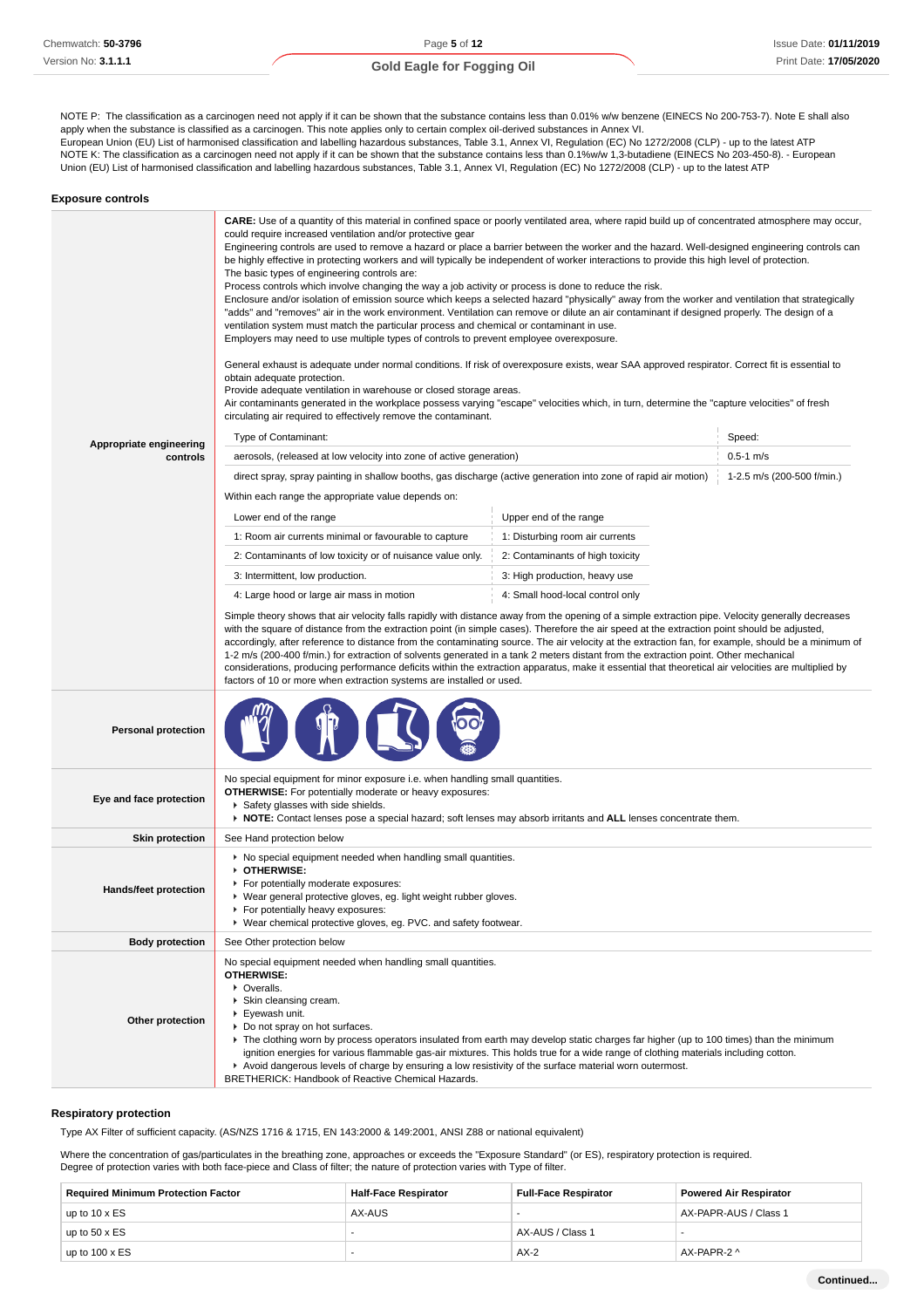NOTE P: The classification as a carcinogen need not apply if it can be shown that the substance contains less than 0.01% w/w benzene (EINECS No 200-753-7). Note E shall also apply when the substance is classified as a carcinogen. This note applies only to certain complex oil-derived substances in Annex VI.
European Union (EU) List of harmonised classification and labelling hazardous substances, Table 3.1, Annex VI, Regulation (EC) No 1272/2008 (CLP) - up to the latest ATP
NOTE K: The classification as a carcinogen need not apply if it can be shown that the substance contains less than 0.1%w/w 1,3-butadiene (EINECS No 203-450-8). - European Union (EU) List of harmonised classification and labelling hazardous substances, Table 3.1, Annex VI, Regulation (EC) No 1272/2008 (CLP) - up to the latest ATP

### Exposure controls

**Appropriate engineering controls**

**CARE:** Use of a quantity of this material in confined space or poorly ventilated area, where rapid build up of concentrated atmosphere may occur, could require increased ventilation and/or protective gear
Engineering controls are used to remove a hazard or place a barrier between the worker and the hazard. Well-designed engineering controls can be highly effective in protecting workers and will typically be independent of worker interactions to provide this high level of protection.
The basic types of engineering controls are:
Process controls which involve changing the way a job activity or process is done to reduce the risk.
Enclosure and/or isolation of emission source which keeps a selected hazard "physically" away from the worker and ventilation that strategically "adds" and "removes" air in the work environment. Ventilation can remove or dilute an air contaminant if designed properly. The design of a ventilation system must match the particular process and chemical or contaminant in use.
Employers may need to use multiple types of controls to prevent employee overexposure.

General exhaust is adequate under normal conditions. If risk of overexposure exists, wear SAA approved respirator. Correct fit is essential to obtain adequate protection.
Provide adequate ventilation in warehouse or closed storage areas.
Air contaminants generated in the workplace possess varying "escape" velocities which, in turn, determine the "capture velocities" of fresh circulating air required to effectively remove the contaminant.

| Type of Contaminant: | Speed: |
|---|---|
| aerosols, (released at low velocity into zone of active generation) | 0.5-1 m/s |
| direct spray, spray painting in shallow booths, gas discharge (active generation into zone of rapid air motion) | 1-2.5 m/s (200-500 f/min.) |

Within each range the appropriate value depends on:

| Lower end of the range | Upper end of the range |
|---|---|
| 1: Room air currents minimal or favourable to capture | 1: Disturbing room air currents |
| 2: Contaminants of low toxicity or of nuisance value only. | 2: Contaminants of high toxicity |
| 3: Intermittent, low production. | 3: High production, heavy use |
| 4: Large hood or large air mass in motion | 4: Small hood-local control only |

Simple theory shows that air velocity falls rapidly with distance away from the opening of a simple extraction pipe. Velocity generally decreases with the square of distance from the extraction point (in simple cases). Therefore the air speed at the extraction point should be adjusted, accordingly, after reference to distance from the contaminating source. The air velocity at the extraction fan, for example, should be a minimum of 1-2 m/s (200-400 f/min.) for extraction of solvents generated in a tank 2 meters distant from the extraction point. Other mechanical considerations, producing performance deficits within the extraction apparatus, make it essential that theoretical air velocities are multiplied by factors of 10 or more when extraction systems are installed or used.

**Personal protection**

**Eye and face protection**

No special equipment for minor exposure i.e. when handling small quantities.
**OTHERWISE:** For potentially moderate or heavy exposures:
- Safety glasses with side shields.
- **NOTE:** Contact lenses pose a special hazard; soft lenses may absorb irritants and **ALL** lenses concentrate them.

**Skin protection**

See Hand protection below

**Hands/feet protection**

- No special equipment needed when handling small quantities.
- **OTHERWISE:**
- For potentially moderate exposures:
- Wear general protective gloves, eg. light weight rubber gloves.
- For potentially heavy exposures:
- Wear chemical protective gloves, eg. PVC. and safety footwear.

**Body protection**

See Other protection below

**Other protection**

No special equipment needed when handling small quantities.
**OTHERWISE:**
- Overalls.
- Skin cleansing cream.
- Eyewash unit.
- Do not spray on hot surfaces.
- The clothing worn by process operators insulated from earth may develop static charges far higher (up to 100 times) than the minimum ignition energies for various flammable gas-air mixtures. This holds true for a wide range of clothing materials including cotton.
- Avoid dangerous levels of charge by ensuring a low resistivity of the surface material worn outermost.

BRETHERICK: Handbook of Reactive Chemical Hazards.

### Respiratory protection

Type AX Filter of sufficient capacity. (AS/NZS 1716 & 1715, EN 143:2000 & 149:2001, ANSI Z88 or national equivalent)

Where the concentration of gas/particulates in the breathing zone, approaches or exceeds the "Exposure Standard" (or ES), respiratory protection is required.
Degree of protection varies with both face-piece and Class of filter; the nature of protection varies with Type of filter.

| Required Minimum Protection Factor | Half-Face Respirator | Full-Face Respirator | Powered Air Respirator |
|---|---|---|---|
| up to 10 x ES | AX-AUS | - | AX-PAPR-AUS / Class 1 |
| up to 50 x ES | - | AX-AUS / Class 1 | - |
| up to 100 x ES | - | AX-2 | AX-PAPR-2 ^ |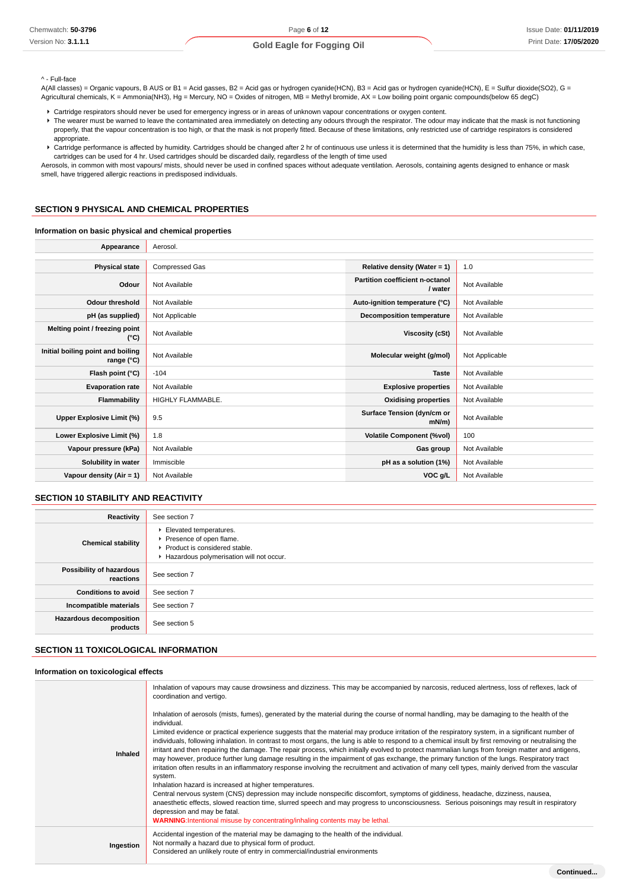^ - Full-face

A(All classes) = Organic vapours, B AUS or B1 = Acid gasses, B2 = Acid gas or hydrogen cyanide(HCN), B3 = Acid gas or hydrogen cyanide(HCN), E = Sulfur dioxide(SO2), G = Agricultural chemicals, K = Ammonia(NH3), Hg = Mercury, NO = Oxides of nitrogen, MB = Methyl bromide, AX = Low boiling point organic compounds(below 65 degC)

- Cartridge respirators should never be used for emergency ingress or in areas of unknown vapour concentrations or oxygen content.
- The wearer must be warned to leave the contaminated area immediately on detecting any odours through the respirator. The odour may indicate that the mask is not functioning properly, that the vapour concentration is too high, or that the mask is not properly fitted. Because of these limitations, only restricted use of cartridge respirators is considered appropriate.
- Cartridge performance is affected by humidity. Cartridges should be changed after 2 hr of continuous use unless it is determined that the humidity is less than 75%, in which case, cartridges can be used for 4 hr. Used cartridges should be discarded daily, regardless of the length of time used

Aerosols, in common with most vapours/ mists, should never be used in confined spaces without adequate ventilation. Aerosols, containing agents designed to enhance or mask smell, have triggered allergic reactions in predisposed individuals.

## SECTION 9 PHYSICAL AND CHEMICAL PROPERTIES

### Information on basic physical and chemical properties

| | |
|---|---|
| **Appearance** | Aerosol. |

| | | | |
|---|---|---|---|
| **Physical state** | Compressed Gas | **Relative density (Water = 1)** | 1.0 |
| **Odour** | Not Available | **Partition coefficient n-octanol / water** | Not Available |
| **Odour threshold** | Not Available | **Auto-ignition temperature (°C)** | Not Available |
| **pH (as supplied)** | Not Applicable | **Decomposition temperature** | Not Available |
| **Melting point / freezing point (°C)** | Not Available | **Viscosity (cSt)** | Not Available |
| **Initial boiling point and boiling range (°C)** | Not Available | **Molecular weight (g/mol)** | Not Applicable |
| **Flash point (°C)** | -104 | **Taste** | Not Available |
| **Evaporation rate** | Not Available | **Explosive properties** | Not Available |
| **Flammability** | HIGHLY FLAMMABLE. | **Oxidising properties** | Not Available |
| **Upper Explosive Limit (%)** | 9.5 | **Surface Tension (dyn/cm or mN/m)** | Not Available |
| **Lower Explosive Limit (%)** | 1.8 | **Volatile Component (%vol)** | 100 |
| **Vapour pressure (kPa)** | Not Available | **Gas group** | Not Available |
| **Solubility in water** | Immiscible | **pH as a solution (1%)** | Not Available |
| **Vapour density (Air = 1)** | Not Available | **VOC g/L** | Not Available |

## SECTION 10 STABILITY AND REACTIVITY

| | |
|---|---|
| **Reactivity** | See section 7 |
| **Chemical stability** | - Elevated temperatures.<br>- Presence of open flame.<br>- Product is considered stable.<br>- Hazardous polymerisation will not occur. |
| **Possibility of hazardous reactions** | See section 7 |
| **Conditions to avoid** | See section 7 |
| **Incompatible materials** | See section 7 |
| **Hazardous decomposition products** | See section 5 |

## SECTION 11 TOXICOLOGICAL INFORMATION

### Information on toxicological effects

| | |
|---|---|
| **Inhaled** | Inhalation of vapours may cause drowsiness and dizziness. This may be accompanied by narcosis, reduced alertness, loss of reflexes, lack of coordination and vertigo.<br><br>Inhalation of aerosols (mists, fumes), generated by the material during the course of normal handling, may be damaging to the health of the individual.<br>Limited evidence or practical experience suggests that the material may produce irritation of the respiratory system, in a significant number of individuals, following inhalation. In contrast to most organs, the lung is able to respond to a chemical insult by first removing or neutralising the irritant and then repairing the damage. The repair process, which initially evolved to protect mammalian lungs from foreign matter and antigens, may however, produce further lung damage resulting in the impairment of gas exchange, the primary function of the lungs. Respiratory tract irritation often results in an inflammatory response involving the recruitment and activation of many cell types, mainly derived from the vascular system.<br>Inhalation hazard is increased at higher temperatures.<br>Central nervous system (CNS) depression may include nonspecific discomfort, symptoms of giddiness, headache, dizziness, nausea, anaesthetic effects, slowed reaction time, slurred speech and may progress to unconsciousness. Serious poisonings may result in respiratory depression and may be fatal.<br>**WARNING**:Intentional misuse by concentrating/inhaling contents may be lethal. |
| **Ingestion** | Accidental ingestion of the material may be damaging to the health of the individual.<br>Not normally a hazard due to physical form of product.<br>Considered an unlikely route of entry in commercial/industrial environments |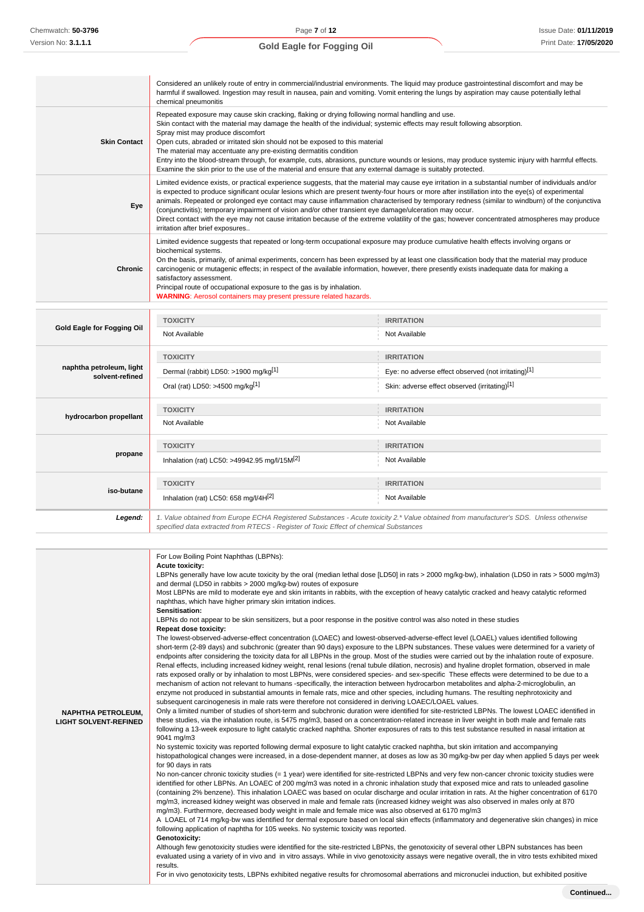| | |
|---|---|
| | Considered an unlikely route of entry in commercial/industrial environments. The liquid may produce gastrointestinal discomfort and may be harmful if swallowed. Ingestion may result in nausea, pain and vomiting. Vomit entering the lungs by aspiration may cause potentially lethal chemical pneumonitis |
| **Skin Contact** | Repeated exposure may cause skin cracking, flaking or drying following normal handling and use.<br>Skin contact with the material may damage the health of the individual; systemic effects may result following absorption.<br>Spray mist may produce discomfort<br>Open cuts, abraded or irritated skin should not be exposed to this material<br>The material may accentuate any pre-existing dermatitis condition<br>Entry into the blood-stream through, for example, cuts, abrasions, puncture wounds or lesions, may produce systemic injury with harmful effects. Examine the skin prior to the use of the material and ensure that any external damage is suitably protected. |
| **Eye** | Limited evidence exists, or practical experience suggests, that the material may cause eye irritation in a substantial number of individuals and/or is expected to produce significant ocular lesions which are present twenty-four hours or more after instillation into the eye(s) of experimental animals. Repeated or prolonged eye contact may cause inflammation characterised by temporary redness (similar to windburn) of the conjunctiva (conjunctivitis); temporary impairment of vision and/or other transient eye damage/ulceration may occur.<br>Direct contact with the eye may not cause irritation because of the extreme volatility of the gas; however concentrated atmospheres may produce irritation after brief exposures.. |
| **Chronic** | Limited evidence suggests that repeated or long-term occupational exposure may produce cumulative health effects involving organs or biochemical systems.<br>On the basis, primarily, of animal experiments, concern has been expressed by at least one classification body that the material may produce carcinogenic or mutagenic effects; in respect of the available information, however, there presently exists inadequate data for making a satisfactory assessment.<br>Principal route of occupational exposure to the gas is by inhalation.<br>**WARNING**: Aerosol containers may present pressure related hazards. |

| | TOXICITY | IRRITATION |
|---|---|---|
| **Gold Eagle for Fogging Oil** | Not Available | Not Available |
| **naphtha petroleum, light solvent-refined** | Dermal (rabbit) LD50: >1900 mg/kg[1] | Eye: no adverse effect observed (not irritating)[1] |
| | Oral (rat) LD50: >4500 mg/kg[1] | Skin: adverse effect observed (irritating)[1] |
| **hydrocarbon propellant** | Not Available | Not Available |
| **propane** | Inhalation (rat) LC50: >49942.95 mg/l/15M[2] | Not Available |
| **iso-butane** | Inhalation (rat) LC50: 658 mg/l/4H[2] | Not Available |
| ***Legend:*** | *1. Value obtained from Europe ECHA Registered Substances - Acute toxicity 2.\* Value obtained from manufacturer's SDS. Unless otherwise specified data extracted from RTECS - Register of Toxic Effect of chemical Substances* | |

| | |
|---|---|
| **NAPHTHA PETROLEUM, LIGHT SOLVENT-REFINED** | For Low Boiling Point Naphthas (LBPNs):<br>**Acute toxicity:**<br>LBPNs generally have low acute toxicity by the oral (median lethal dose [LD50] in rats > 2000 mg/kg-bw), inhalation (LD50 in rats > 5000 mg/m3) and dermal (LD50 in rabbits > 2000 mg/kg-bw) routes of exposure<br>Most LBPNs are mild to moderate eye and skin irritants in rabbits, with the exception of heavy catalytic cracked and heavy catalytic reformed naphthas, which have higher primary skin irritation indices.<br>**Sensitisation:**<br>LBPNs do not appear to be skin sensitizers, but a poor response in the positive control was also noted in these studies<br>**Repeat dose toxicity:**<br>The lowest-observed-adverse-effect concentration (LOAEC) and lowest-observed-adverse-effect level (LOAEL) values identified following short-term (2-89 days) and subchronic (greater than 90 days) exposure to the LBPN substances. These values were determined for a variety of endpoints after considering the toxicity data for all LBPNs in the group. Most of the studies were carried out by the inhalation route of exposure. Renal effects, including increased kidney weight, renal lesions (renal tubule dilation, necrosis) and hyaline droplet formation, observed in male rats exposed orally or by inhalation to most LBPNs, were considered species- and sex-specific These effects were determined to be due to a mechanism of action not relevant to humans -specifically, the interaction between hydrocarbon metabolites and alpha-2-microglobulin, an enzyme not produced in substantial amounts in female rats, mice and other species, including humans. The resulting nephrotoxicity and subsequent carcinogenesis in male rats were therefore not considered in deriving LOAEC/LOAEL values.<br>Only a limited number of studies of short-term and subchronic duration were identified for site-restricted LBPNs. The lowest LOAEC identified in these studies, via the inhalation route, is 5475 mg/m3, based on a concentration-related increase in liver weight in both male and female rats following a 13-week exposure to light catalytic cracked naphtha. Shorter exposures of rats to this test substance resulted in nasal irritation at 9041 mg/m3<br>No systemic toxicity was reported following dermal exposure to light catalytic cracked naphtha, but skin irritation and accompanying histopathological changes were increased, in a dose-dependent manner, at doses as low as 30 mg/kg-bw per day when applied 5 days per week for 90 days in rats<br>No non-cancer chronic toxicity studies (= 1 year) were identified for site-restricted LBPNs and very few non-cancer chronic toxicity studies were identified for other LBPNs. An LOAEC of 200 mg/m3 was noted in a chronic inhalation study that exposed mice and rats to unleaded gasoline (containing 2% benzene). This inhalation LOAEC was based on ocular discharge and ocular irritation in rats. At the higher concentration of 6170 mg/m3, increased kidney weight was observed in male and female rats (increased kidney weight was also observed in males only at 870 mg/m3). Furthermore, decreased body weight in male and female mice was also observed at 6170 mg/m3<br>A LOAEL of 714 mg/kg-bw was identified for dermal exposure based on local skin effects (inflammatory and degenerative skin changes) in mice following application of naphtha for 105 weeks. No systemic toxicity was reported.<br>**Genotoxicity:**<br>Although few genotoxicity studies were identified for the site-restricted LBPNs, the genotoxicity of several other LBPN substances has been evaluated using a variety of in vivo and in vitro assays. While in vivo genotoxicity assays were negative overall, the in vitro tests exhibited mixed results.<br>For in vivo genotoxicity tests, LBPNs exhibited negative results for chromosomal aberrations and micronuclei induction, but exhibited positive |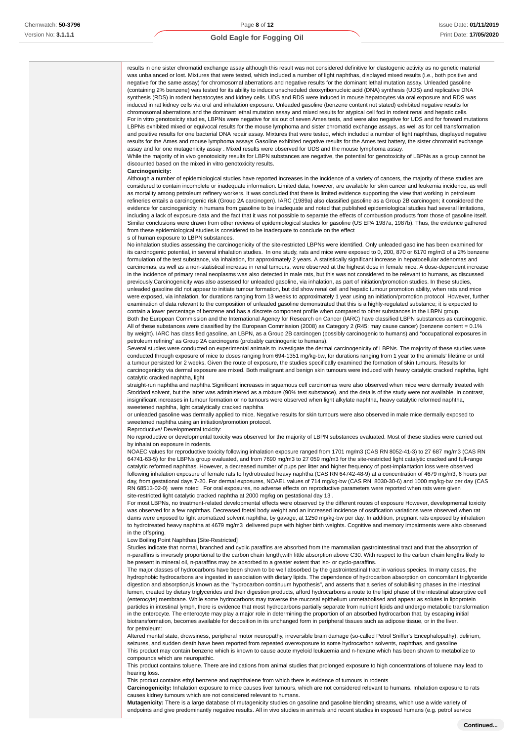results in one sister chromatid exchange assay although this result was not considered definitive for clastogenic activity as no genetic material was unbalanced or lost. Mixtures that were tested, which included a number of light naphthas, displayed mixed results (i.e., both positive and negative for the same assay) for chromosomal aberrations and negative results for the dominant lethal mutation assay. Unleaded gasoline (containing 2% benzene) was tested for its ability to induce unscheduled deoxyribonucleic acid (DNA) synthesis (UDS) and replicative DNA synthesis (RDS) in rodent hepatocytes and kidney cells. UDS and RDS were induced in mouse hepatocytes via oral exposure and RDS was induced in rat kidney cells via oral and inhalation exposure. Unleaded gasoline (benzene content not stated) exhibited negative results for chromosomal aberrations and the dominant lethal mutation assay and mixed results for atypical cell foci in rodent renal and hepatic cells.
For in vitro genotoxicity studies, LBPNs were negative for six out of seven Ames tests, and were also negative for UDS and for forward mutations LBPNs exhibited mixed or equivocal results for the mouse lymphoma and sister chromatid exchange assays, as well as for cell transformation and positive results for one bacterial DNA repair assay. Mixtures that were tested, which included a number of light naphthas, displayed negative results for the Ames and mouse lymphoma assays Gasoline exhibited negative results for the Ames test battery, the sister chromatid exchange assay and for one mutagenicity assay . Mixed results were observed for UDS and the mouse lymphoma assay.
While the majority of in vivo genotoxicity results for LBPN substances are negative, the potential for genotoxicity of LBPNs as a group cannot be discounted based on the mixed in vitro genotoxicity results.

**Carcinogenicity:**
Although a number of epidemiological studies have reported increases in the incidence of a variety of cancers, the majority of these studies are considered to contain incomplete or inadequate information. Limited data, however, are available for skin cancer and leukemia incidence, as well as mortality among petroleum refinery workers. It was concluded that there is limited evidence supporting the view that working in petroleum refineries entails a carcinogenic risk (Group 2A carcinogen). IARC (1989a) also classified gasoline as a Group 2B carcinogen; it considered the evidence for carcinogenicity in humans from gasoline to be inadequate and noted that published epidemiological studies had several limitations, including a lack of exposure data and the fact that it was not possible to separate the effects of combustion products from those of gasoline itself. Similar conclusions were drawn from other reviews of epidemiological studies for gasoline (US EPA 1987a, 1987b). Thus, the evidence gathered from these epidemiological studies is considered to be inadequate to conclude on the effect
s of human exposure to LBPN substances.
No inhalation studies assessing the carcinogenicity of the site-restricted LBPNs were identified. Only unleaded gasoline has been examined for its carcinogenic potential, in several inhalation studies. In one study, rats and mice were exposed to 0, 200, 870 or 6170 mg/m3 of a 2% benzene formulation of the test substance, via inhalation, for approximately 2 years. A statistically significant increase in hepatocellular adenomas and carcinomas, as well as a non-statistical increase in renal tumours, were observed at the highest dose in female mice. A dose-dependent increase in the incidence of primary renal neoplasms was also detected in male rats, but this was not considered to be relevant to humans, as discussed previously.Carcinogenicity was also assessed for unleaded gasoline, via inhalation, as part of initiation/promotion studies. In these studies, unleaded gasoline did not appear to initiate tumour formation, but did show renal cell and hepatic tumour promotion ability, when rats and mice were exposed, via inhalation, for durations ranging from 13 weeks to approximately 1 year using an initiation/promotion protocol However, further examination of data relevant to the composition of unleaded gasoline demonstrated that this is a highly-regulated substance; it is expected to contain a lower percentage of benzene and has a discrete component profile when compared to other substances in the LBPN group.
Both the European Commission and the International Agency for Research on Cancer (IARC) have classified LBPN substances as carcinogenic. All of these substances were classified by the European Commission (2008) as Category 2 (R45: may cause cancer) (benzene content = 0.1% by weight). IARC has classified gasoline, an LBPN, as a Group 2B carcinogen (possibly carcinogenic to humans) and "occupational exposures in petroleum refining" as Group 2A carcinogens (probably carcinogenic to humans).
Several studies were conducted on experimental animals to investigate the dermal carcinogenicity of LBPNs. The majority of these studies were conducted through exposure of mice to doses ranging from 694-1351 mg/kg-bw, for durations ranging from 1 year to the animals' lifetime or until a tumour persisted for 2 weeks. Given the route of exposure, the studies specifically examined the formation of skin tumours. Results for carcinogenicity via dermal exposure are mixed. Both malignant and benign skin tumours were induced with heavy catalytic cracked naphtha, light catalytic cracked naphtha, light
straight-run naphtha and naphtha Significant increases in squamous cell carcinomas were also observed when mice were dermally treated with Stoddard solvent, but the latter was administered as a mixture (90% test substance), and the details of the study were not available. In contrast, insignificant increases in tumour formation or no tumours were observed when light alkylate naphtha, heavy catalytic reformed naphtha, sweetened naphtha, light catalytically cracked naphtha
or unleaded gasoline was dermally applied to mice. Negative results for skin tumours were also observed in male mice dermally exposed to sweetened naphtha using an initiation/promotion protocol.
Reproductive/ Developmental toxicity:
No reproductive or developmental toxicity was observed for the majority of LBPN substances evaluated. Most of these studies were carried out by inhalation exposure in rodents.
NOAEC values for reproductive toxicity following inhalation exposure ranged from 1701 mg/m3 (CAS RN 8052-41-3) to 27 687 mg/m3 (CAS RN 64741-63-5) for the LBPNs group evaluated, and from 7690 mg/m3 to 27 059 mg/m3 for the site-restricted light catalytic cracked and full-range catalytic reformed naphthas. However, a decreased number of pups per litter and higher frequency of post-implantation loss were observed following inhalation exposure of female rats to hydrotreated heavy naphtha (CAS RN 64742-48-9) at a concentration of 4679 mg/m3, 6 hours per day, from gestational days 7-20. For dermal exposures, NOAEL values of 714 mg/kg-bw (CAS RN 8030-30-6) and 1000 mg/kg-bw per day (CAS RN 68513-02-0) were noted . For oral exposures, no adverse effects on reproductive parameters were reported when rats were given site-restricted light catalytic cracked naphtha at 2000 mg/kg on gestational day 13 .
For most LBPNs, no treatment-related developmental effects were observed by the different routes of exposure However, developmental toxicity was observed for a few naphthas. Decreased foetal body weight and an increased incidence of ossification variations were observed when rat dams were exposed to light aromatized solvent naphtha, by gavage, at 1250 mg/kg-bw per day. In addition, pregnant rats exposed by inhalation to hydrotreated heavy naphtha at 4679 mg/m3 delivered pups with higher birth weights. Cognitive and memory impairments were also observed in the offspring.
Low Boiling Point Naphthas [Site-Restricted]
Studies indicate that normal, branched and cyclic paraffins are absorbed from the mammalian gastrointestinal tract and that the absorption of n-paraffins is inversely proportional to the carbon chain length,with little absorption above C30. With respect to the carbon chain lengths likely to be present in mineral oil, n-paraffins may be absorbed to a greater extent that iso- or cyclo-paraffins.
The major classes of hydrocarbons have been shown to be well absorbed by the gastrointestinal tract in various species. In many cases, the hydrophobic hydrocarbons are ingested in association with dietary lipids. The dependence of hydrocarbon absorption on concomitant triglyceride digestion and absorption,is known as the "hydrocarbon continuum hypothesis", and asserts that a series of solubilising phases in the intestinal lumen, created by dietary triglycerides and their digestion products, afford hydrocarbons a route to the lipid phase of the intestinal absorptive cell (enterocyte) membrane. While some hydrocarbons may traverse the mucosal epithelium unmetabolised and appear as solutes in lipoprotein particles in intestinal lymph, there is evidence that most hydrocarbons partially separate from nutrient lipids and undergo metabolic transformation in the enterocyte. The enterocyte may play a major role in determining the proportion of an absorbed hydrocarbon that, by escaping initial biotransformation, becomes available for deposition in its unchanged form in peripheral tissues such as adipose tissue, or in the liver.
for petroleum:
Altered mental state, drowsiness, peripheral motor neuropathy, irreversible brain damage (so-called Petrol Sniffer's Encephalopathy), delirium, seizures, and sudden death have been reported from repeated overexposure to some hydrocarbon solvents, naphthas, and gasoline
This product may contain benzene which is known to cause acute myeloid leukaemia and n-hexane which has been shown to metabolize to compounds which are neuropathic.
This product contains toluene. There are indications from animal studies that prolonged exposure to high concentrations of toluene may lead to hearing loss.
This product contains ethyl benzene and naphthalene from which there is evidence of tumours in rodents
**Carcinogenicity:** Inhalation exposure to mice causes liver tumours, which are not considered relevant to humans. Inhalation exposure to rats causes kidney tumours which are not considered relevant to humans.
**Mutagenicity:** There is a large database of mutagenicity studies on gasoline and gasoline blending streams, which use a wide variety of endpoints and give predominantly negative results. All in vivo studies in animals and recent studies in exposed humans (e.g. petrol service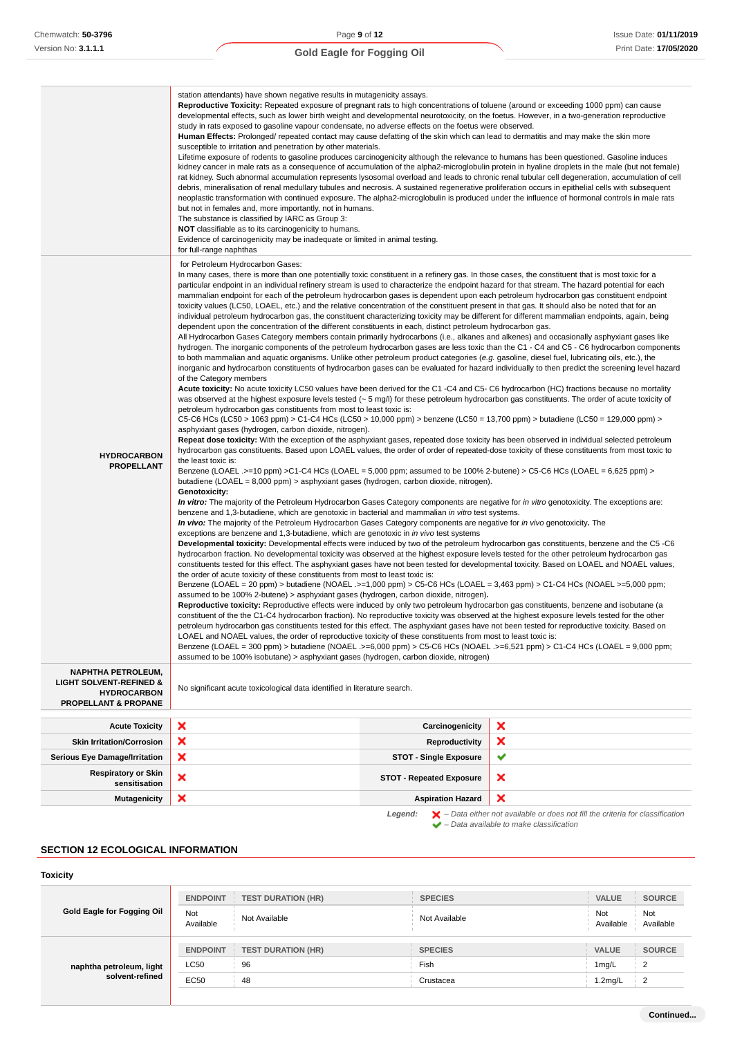| | |
|---|---|
| | station attendants) have shown negative results in mutagenicity assays.<br>**Reproductive Toxicity:** Repeated exposure of pregnant rats to high concentrations of toluene (around or exceeding 1000 ppm) can cause developmental effects, such as lower birth weight and developmental neurotoxicity, on the foetus. However, in a two-generation reproductive study in rats exposed to gasoline vapour condensate, no adverse effects on the foetus were observed.<br>**Human Effects:** Prolonged/ repeated contact may cause defatting of the skin which can lead to dermatitis and may make the skin more susceptible to irritation and penetration by other materials.<br>Lifetime exposure of rodents to gasoline produces carcinogenicity although the relevance to humans has been questioned. Gasoline induces kidney cancer in male rats as a consequence of accumulation of the alpha2-microglobulin protein in hyaline droplets in the male (but not female) rat kidney. Such abnormal accumulation represents lysosomal overload and leads to chronic renal tubular cell degeneration, accumulation of cell debris, mineralisation of renal medullary tubules and necrosis. A sustained regenerative proliferation occurs in epithelial cells with subsequent neoplastic transformation with continued exposure. The alpha2-microglobulin is produced under the influence of hormonal controls in male rats but not in females and, more importantly, not in humans.<br>The substance is classified by IARC as Group 3:<br>**NOT** classifiable as to its carcinogenicity to humans.<br>Evidence of carcinogenicity may be inadequate or limited in animal testing.<br>for full-range naphthas |
| **HYDROCARBON PROPELLANT** | for Petroleum Hydrocarbon Gases:<br>In many cases, there is more than one potentially toxic constituent in a refinery gas. In those cases, the constituent that is most toxic for a particular endpoint in an individual refinery stream is used to characterize the endpoint hazard for that stream. The hazard potential for each mammalian endpoint for each of the petroleum hydrocarbon gases is dependent upon each petroleum hydrocarbon gas constituent endpoint toxicity values (LC50, LOAEL, etc.) and the relative concentration of the constituent present in that gas. It should also be noted that for an individual petroleum hydrocarbon gas, the constituent characterizing toxicity may be different for different mammalian endpoints, again, being dependent upon the concentration of the different constituents in each, distinct petroleum hydrocarbon gas.<br>All Hydrocarbon Gases Category members contain primarily hydrocarbons (i.e., alkanes and alkenes) and occasionally asphyxiant gases like hydrogen. The inorganic components of the petroleum hydrocarbon gases are less toxic than the C1 - C4 and C5 - C6 hydrocarbon components to both mammalian and aquatic organisms. Unlike other petroleum product categories (*e.g.* gasoline, diesel fuel, lubricating oils, etc.), the inorganic and hydrocarbon constituents of hydrocarbon gases can be evaluated for hazard individually to then predict the screening level hazard of the Category members<br>**Acute toxicity:** No acute toxicity LC50 values have been derived for the C1 -C4 and C5- C6 hydrocarbon (HC) fractions because no mortality was observed at the highest exposure levels tested (~ 5 mg/l) for these petroleum hydrocarbon gas constituents. The order of acute toxicity of petroleum hydrocarbon gas constituents from most to least toxic is:<br>C5-C6 HCs (LC50 > 1063 ppm) > C1-C4 HCs (LC50 > 10,000 ppm) > benzene (LC50 = 13,700 ppm) > butadiene (LC50 = 129,000 ppm) > asphyxiant gases (hydrogen, carbon dioxide, nitrogen).<br>**Repeat dose toxicity:** With the exception of the asphyxiant gases, repeated dose toxicity has been observed in individual selected petroleum hydrocarbon gas constituents. Based upon LOAEL values, the order of order of repeated-dose toxicity of these constituents from most toxic to the least toxic is:<br>Benzene (LOAEL .>=10 ppm) >C1-C4 HCs (LOAEL = 5,000 ppm; assumed to be 100% 2-butene) > C5-C6 HCs (LOAEL = 6,625 ppm) > butadiene (LOAEL = 8,000 ppm) > asphyxiant gases (hydrogen, carbon dioxide, nitrogen).<br>**Genotoxicity:**<br>***In vitro:*** The majority of the Petroleum Hydrocarbon Gases Category components are negative for *in vitro* genotoxicity. The exceptions are: benzene and 1,3-butadiene, which are genotoxic in bacterial and mammalian *in vitro* test systems.<br>***In vivo:*** The majority of the Petroleum Hydrocarbon Gases Category components are negative for *in vivo* genotoxicity. The exceptions are benzene and 1,3-butadiene, which are genotoxic in *in vivo* test systems<br>**Developmental toxicity:** Developmental effects were induced by two of the petroleum hydrocarbon gas constituents, benzene and the C5 -C6 hydrocarbon fraction. No developmental toxicity was observed at the highest exposure levels tested for the other petroleum hydrocarbon gas constituents tested for this effect. The asphyxiant gases have not been tested for developmental toxicity. Based on LOAEL and NOAEL values, the order of acute toxicity of these constituents from most to least toxic is:<br>Benzene (LOAEL = 20 ppm) > butadiene (NOAEL .>=1,000 ppm) > C5-C6 HCs (LOAEL = 3,463 ppm) > C1-C4 HCs (NOAEL >=5,000 ppm; assumed to be 100% 2-butene) > asphyxiant gases (hydrogen, carbon dioxide, nitrogen).<br>**Reproductive toxicity:** Reproductive effects were induced by only two petroleum hydrocarbon gas constituents, benzene and isobutane (a constituent of the the C1-C4 hydrocarbon fraction). No reproductive toxicity was observed at the highest exposure levels tested for the other petroleum hydrocarbon gas constituents tested for this effect. The asphyxiant gases have not been tested for reproductive toxicity. Based on LOAEL and NOAEL values, the order of reproductive toxicity of these constituents from most to least toxic is:<br>Benzene (LOAEL = 300 ppm) > butadiene (NOAEL .>=6,000 ppm) > C5-C6 HCs (NOAEL .>=6,521 ppm) > C1-C4 HCs (LOAEL = 9,000 ppm; assumed to be 100% isobutane) > asphyxiant gases (hydrogen, carbon dioxide, nitrogen) |
| **NAPHTHA PETROLEUM, LIGHT SOLVENT-REFINED & HYDROCARBON PROPELLANT & PROPANE** | No significant acute toxicological data identified in literature search. |

| | | | |
|---|---|---|---|
| **Acute Toxicity** | ✘ | **Carcinogenicity** | ✘ |
| **Skin Irritation/Corrosion** | ✘ | **Reproductivity** | ✘ |
| **Serious Eye Damage/Irritation** | ✘ | **STOT - Single Exposure** | ✔ |
| **Respiratory or Skin sensitisation** | ✘ | **STOT - Repeated Exposure** | ✘ |
| **Mutagenicity** | ✘ | **Aspiration Hazard** | ✘ |

***Legend:*** ✘ *– Data either not available or does not fill the criteria for classification*
✔ *– Data available to make classification*

## SECTION 12 ECOLOGICAL INFORMATION

### Toxicity

| | ENDPOINT | TEST DURATION (HR) | SPECIES | VALUE | SOURCE |
|---|---|---|---|---|---|
| **Gold Eagle for Fogging Oil** | Not Available | Not Available | Not Available | Not Available | Not Available |

| | ENDPOINT | TEST DURATION (HR) | SPECIES | VALUE | SOURCE |
|---|---|---|---|---|---|
| **naphtha petroleum, light solvent-refined** | LC50 | 96 | Fish | 1mg/L | 2 |
| | EC50 | 48 | Crustacea | 1.2mg/L | 2 |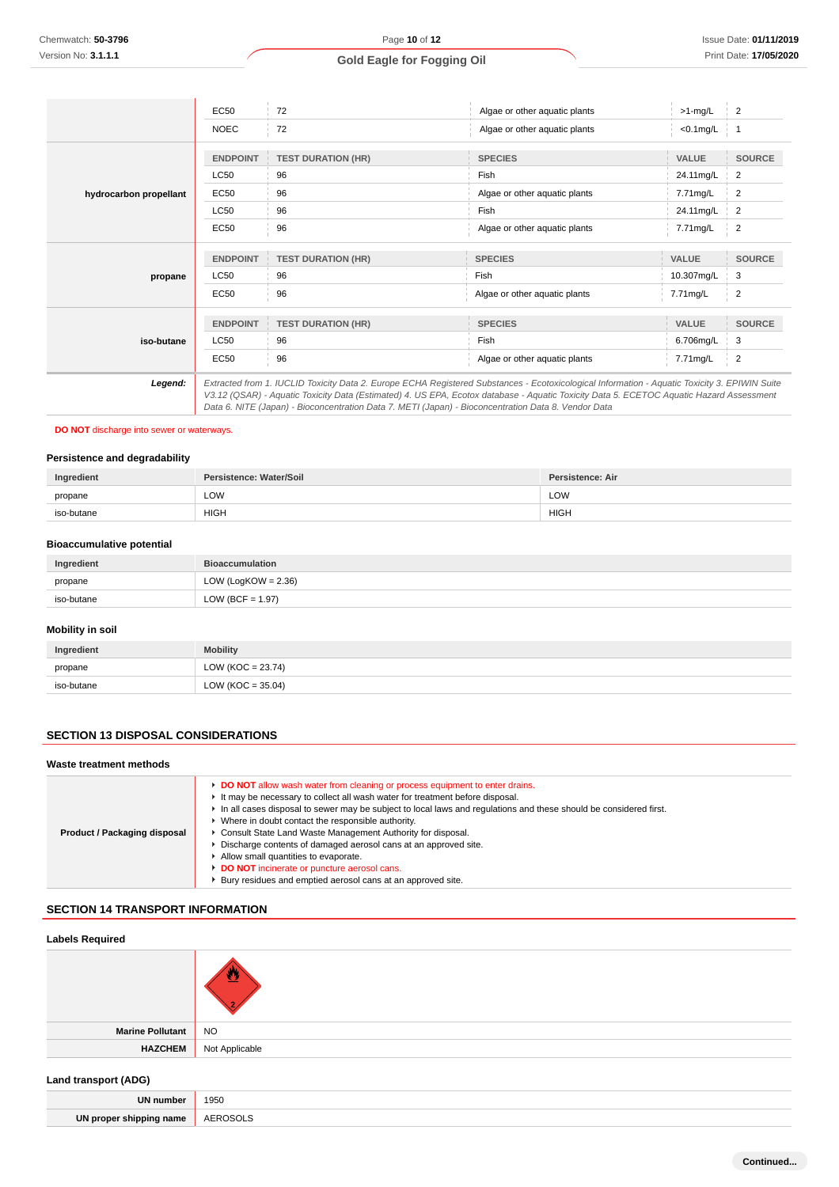| | ENDPOINT | TEST DURATION (HR) | SPECIES | VALUE | SOURCE |
|---|---|---|---|---|---|
| | EC50 | 72 | Algae or other aquatic plants | >1-mg/L | 2 |
| | NOEC | 72 | Algae or other aquatic plants | <0.1mg/L | 1 |
| **hydrocarbon propellant** | ENDPOINT | TEST DURATION (HR) | SPECIES | VALUE | SOURCE |
| | LC50 | 96 | Fish | 24.11mg/L | 2 |
| | EC50 | 96 | Algae or other aquatic plants | 7.71mg/L | 2 |
| | LC50 | 96 | Fish | 24.11mg/L | 2 |
| | EC50 | 96 | Algae or other aquatic plants | 7.71mg/L | 2 |
| **propane** | ENDPOINT | TEST DURATION (HR) | SPECIES | VALUE | SOURCE |
| | LC50 | 96 | Fish | 10.307mg/L | 3 |
| | EC50 | 96 | Algae or other aquatic plants | 7.71mg/L | 2 |
| **iso-butane** | ENDPOINT | TEST DURATION (HR) | SPECIES | VALUE | SOURCE |
| | LC50 | 96 | Fish | 6.706mg/L | 3 |
| | EC50 | 96 | Algae or other aquatic plants | 7.71mg/L | 2 |

***Legend:*** *Extracted from 1. IUCLID Toxicity Data 2. Europe ECHA Registered Substances - Ecotoxicological Information - Aquatic Toxicity 3. EPIWIN Suite V3.12 (QSAR) - Aquatic Toxicity Data (Estimated) 4. US EPA, Ecotox database - Aquatic Toxicity Data 5. ECETOC Aquatic Hazard Assessment Data 6. NITE (Japan) - Bioconcentration Data 7. METI (Japan) - Bioconcentration Data 8. Vendor Data*

**DO NOT** discharge into sewer or waterways.

### Persistence and degradability

| Ingredient | Persistence: Water/Soil | Persistence: Air |
|---|---|---|
| propane | LOW | LOW |
| iso-butane | HIGH | HIGH |

### Bioaccumulative potential

| Ingredient | Bioaccumulation |
|---|---|
| propane | LOW (LogKOW = 2.36) |
| iso-butane | LOW (BCF = 1.97) |

### Mobility in soil

| Ingredient | Mobility |
|---|---|
| propane | LOW (KOC = 23.74) |
| iso-butane | LOW (KOC = 35.04) |

## SECTION 13 DISPOSAL CONSIDERATIONS

### Waste treatment methods

**Product / Packaging disposal**

- **DO NOT** allow wash water from cleaning or process equipment to enter drains.
- It may be necessary to collect all wash water for treatment before disposal.
- In all cases disposal to sewer may be subject to local laws and regulations and these should be considered first.
- Where in doubt contact the responsible authority.
- Consult State Land Waste Management Authority for disposal.
- Discharge contents of damaged aerosol cans at an approved site.
- Allow small quantities to evaporate.
- **DO NOT** incinerate or puncture aerosol cans.
- Bury residues and emptied aerosol cans at an approved site.

## SECTION 14 TRANSPORT INFORMATION

### Labels Required

| | |
|---|---|
| | (Class 2 flammable gas label) |
| **Marine Pollutant** | NO |
| **HAZCHEM** | Not Applicable |

### Land transport (ADG)

| | |
|---|---|
| **UN number** | 1950 |
| **UN proper shipping name** | AEROSOLS |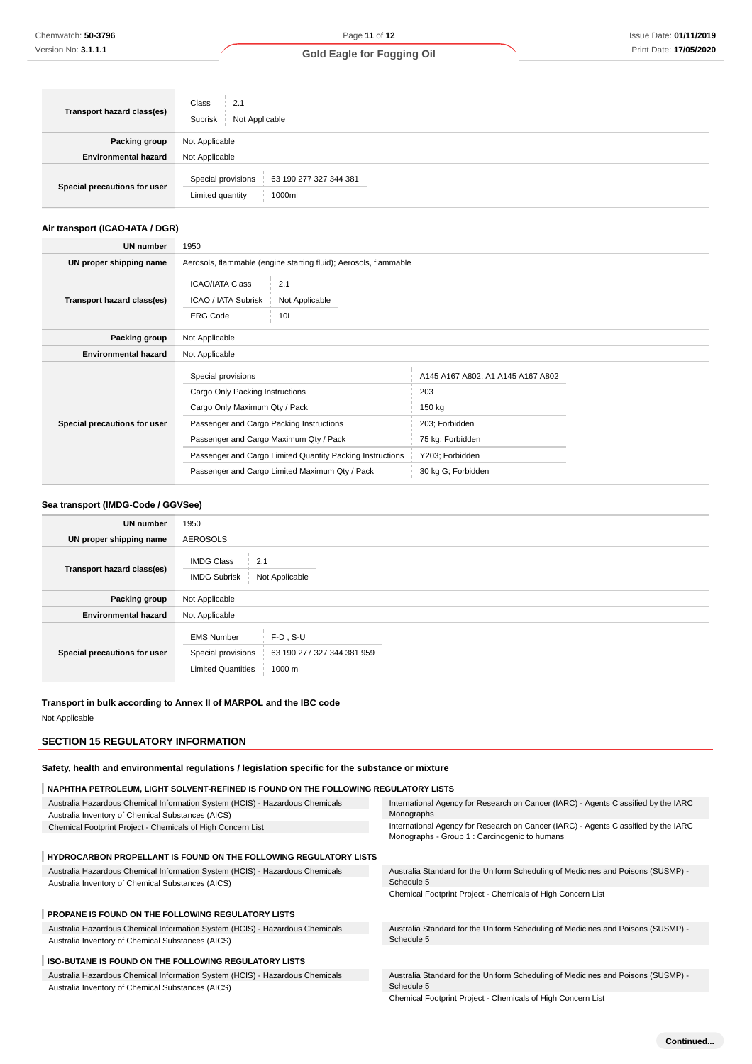| | |
|---|---|
| **Transport hazard class(es)** | Class: 2.1<br>Subrisk: Not Applicable |
| **Packing group** | Not Applicable |
| **Environmental hazard** | Not Applicable |
| **Special precautions for user** | Special provisions: 63 190 277 327 344 381<br>Limited quantity: 1000ml |

### Air transport (ICAO-IATA / DGR)

| | |
|---|---|
| **UN number** | 1950 |
| **UN proper shipping name** | Aerosols, flammable (engine starting fluid); Aerosols, flammable |
| **Transport hazard class(es)** | ICAO/IATA Class: 2.1<br>ICAO / IATA Subrisk: Not Applicable<br>ERG Code: 10L |
| **Packing group** | Not Applicable |
| **Environmental hazard** | Not Applicable |
| **Special precautions for user** | Special provisions: A145 A167 A802; A1 A145 A167 A802<br>Cargo Only Packing Instructions: 203<br>Cargo Only Maximum Qty / Pack: 150 kg<br>Passenger and Cargo Packing Instructions: 203; Forbidden<br>Passenger and Cargo Maximum Qty / Pack: 75 kg; Forbidden<br>Passenger and Cargo Limited Quantity Packing Instructions: Y203; Forbidden<br>Passenger and Cargo Limited Maximum Qty / Pack: 30 kg G; Forbidden |

### Sea transport (IMDG-Code / GGVSee)

| | |
|---|---|
| **UN number** | 1950 |
| **UN proper shipping name** | AEROSOLS |
| **Transport hazard class(es)** | IMDG Class: 2.1<br>IMDG Subrisk: Not Applicable |
| **Packing group** | Not Applicable |
| **Environmental hazard** | Not Applicable |
| **Special precautions for user** | EMS Number: F-D , S-U<br>Special provisions: 63 190 277 327 344 381 959<br>Limited Quantities: 1000 ml |

### Transport in bulk according to Annex II of MARPOL and the IBC code

Not Applicable

## SECTION 15 REGULATORY INFORMATION

### Safety, health and environmental regulations / legislation specific for the substance or mixture

**NAPHTHA PETROLEUM, LIGHT SOLVENT-REFINED IS FOUND ON THE FOLLOWING REGULATORY LISTS**

- Australia Hazardous Chemical Information System (HCIS) - Hazardous Chemicals
- Australia Inventory of Chemical Substances (AICS)
- Chemical Footprint Project - Chemicals of High Concern List
- International Agency for Research on Cancer (IARC) - Agents Classified by the IARC Monographs
- International Agency for Research on Cancer (IARC) - Agents Classified by the IARC Monographs - Group 1 : Carcinogenic to humans

**HYDROCARBON PROPELLANT IS FOUND ON THE FOLLOWING REGULATORY LISTS**

- Australia Hazardous Chemical Information System (HCIS) - Hazardous Chemicals
- Australia Inventory of Chemical Substances (AICS)
- Australia Standard for the Uniform Scheduling of Medicines and Poisons (SUSMP) - Schedule 5
- Chemical Footprint Project - Chemicals of High Concern List

**PROPANE IS FOUND ON THE FOLLOWING REGULATORY LISTS**

- Australia Hazardous Chemical Information System (HCIS) - Hazardous Chemicals
- Australia Inventory of Chemical Substances (AICS)
- Australia Standard for the Uniform Scheduling of Medicines and Poisons (SUSMP) - Schedule 5

**ISO-BUTANE IS FOUND ON THE FOLLOWING REGULATORY LISTS**

- Australia Hazardous Chemical Information System (HCIS) - Hazardous Chemicals
- Australia Inventory of Chemical Substances (AICS)
- Australia Standard for the Uniform Scheduling of Medicines and Poisons (SUSMP) - Schedule 5
- Chemical Footprint Project - Chemicals of High Concern List

Continued...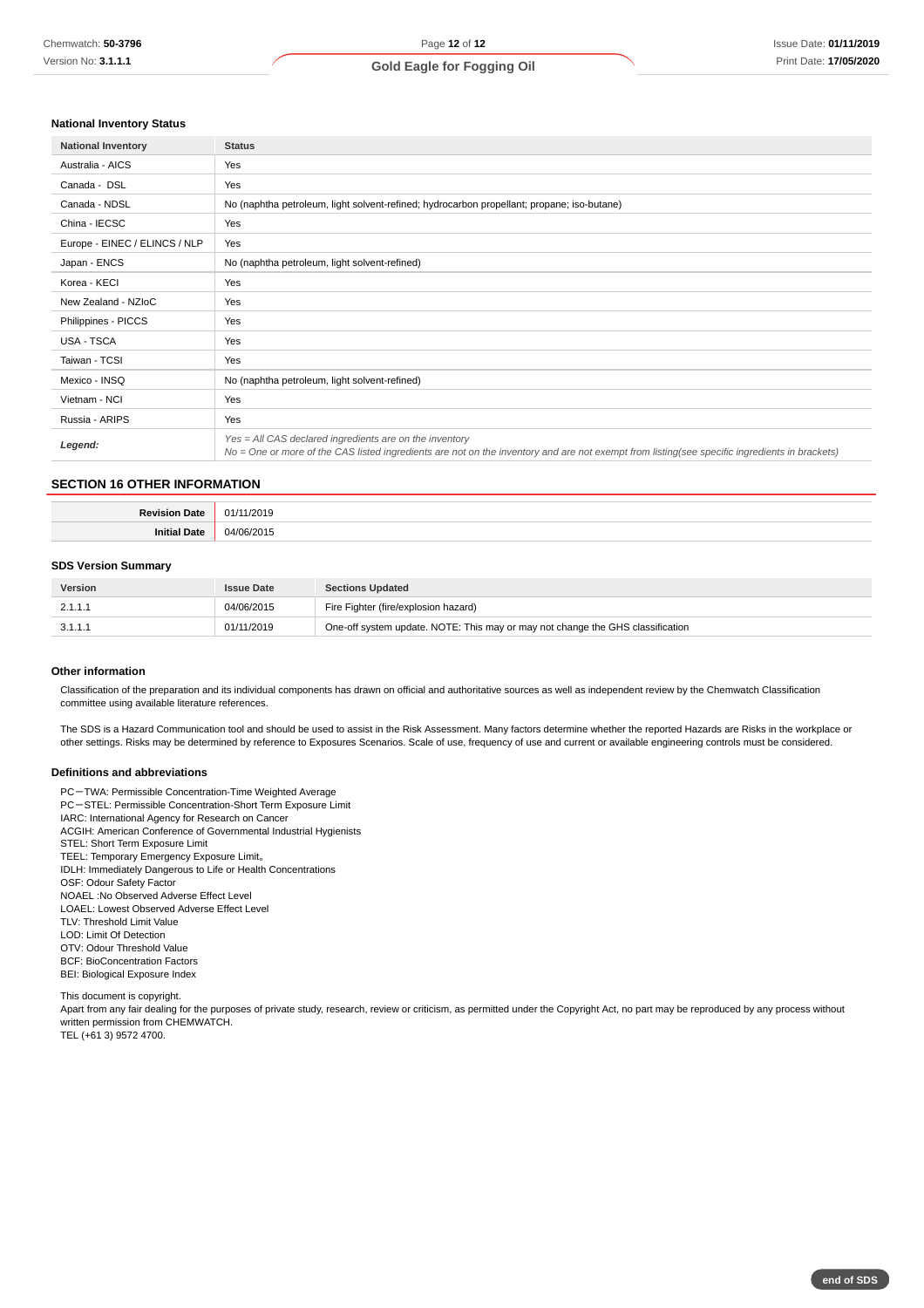### National Inventory Status

| National Inventory | Status |
|---|---|
| Australia - AICS | Yes |
| Canada - DSL | Yes |
| Canada - NDSL | No (naphtha petroleum, light solvent-refined; hydrocarbon propellant; propane; iso-butane) |
| China - IECSC | Yes |
| Europe - EINEC / ELINCS / NLP | Yes |
| Japan - ENCS | No (naphtha petroleum, light solvent-refined) |
| Korea - KECI | Yes |
| New Zealand - NZIoC | Yes |
| Philippines - PICCS | Yes |
| USA - TSCA | Yes |
| Taiwan - TCSI | Yes |
| Mexico - INSQ | No (naphtha petroleum, light solvent-refined) |
| Vietnam - NCI | Yes |
| Russia - ARIPS | Yes |
| ***Legend:*** | *Yes = All CAS declared ingredients are on the inventory*<br>*No = One or more of the CAS listed ingredients are not on the inventory and are not exempt from listing(see specific ingredients in brackets)* |

## SECTION 16 OTHER INFORMATION

| | |
|---|---|
| **Revision Date** | 01/11/2019 |
| **Initial Date** | 04/06/2015 |

### SDS Version Summary

| Version | Issue Date | Sections Updated |
|---|---|---|
| 2.1.1.1 | 04/06/2015 | Fire Fighter (fire/explosion hazard) |
| 3.1.1.1 | 01/11/2019 | One-off system update. NOTE: This may or may not change the GHS classification |

### Other information

Classification of the preparation and its individual components has drawn on official and authoritative sources as well as independent review by the Chemwatch Classification committee using available literature references.

The SDS is a Hazard Communication tool and should be used to assist in the Risk Assessment. Many factors determine whether the reported Hazards are Risks in the workplace or other settings. Risks may be determined by reference to Exposures Scenarios. Scale of use, frequency of use and current or available engineering controls must be considered.

### Definitions and abbreviations

PC－TWA: Permissible Concentration-Time Weighted Average
PC－STEL: Permissible Concentration-Short Term Exposure Limit
IARC: International Agency for Research on Cancer
ACGIH: American Conference of Governmental Industrial Hygienists
STEL: Short Term Exposure Limit
TEEL: Temporary Emergency Exposure Limit。
IDLH: Immediately Dangerous to Life or Health Concentrations
OSF: Odour Safety Factor
NOAEL :No Observed Adverse Effect Level
LOAEL: Lowest Observed Adverse Effect Level
TLV: Threshold Limit Value
LOD: Limit Of Detection
OTV: Odour Threshold Value
BCF: BioConcentration Factors
BEI: Biological Exposure Index

This document is copyright.
Apart from any fair dealing for the purposes of private study, research, review or criticism, as permitted under the Copyright Act, no part may be reproduced by any process without written permission from CHEMWATCH.
TEL (+61 3) 9572 4700.

**end of SDS**